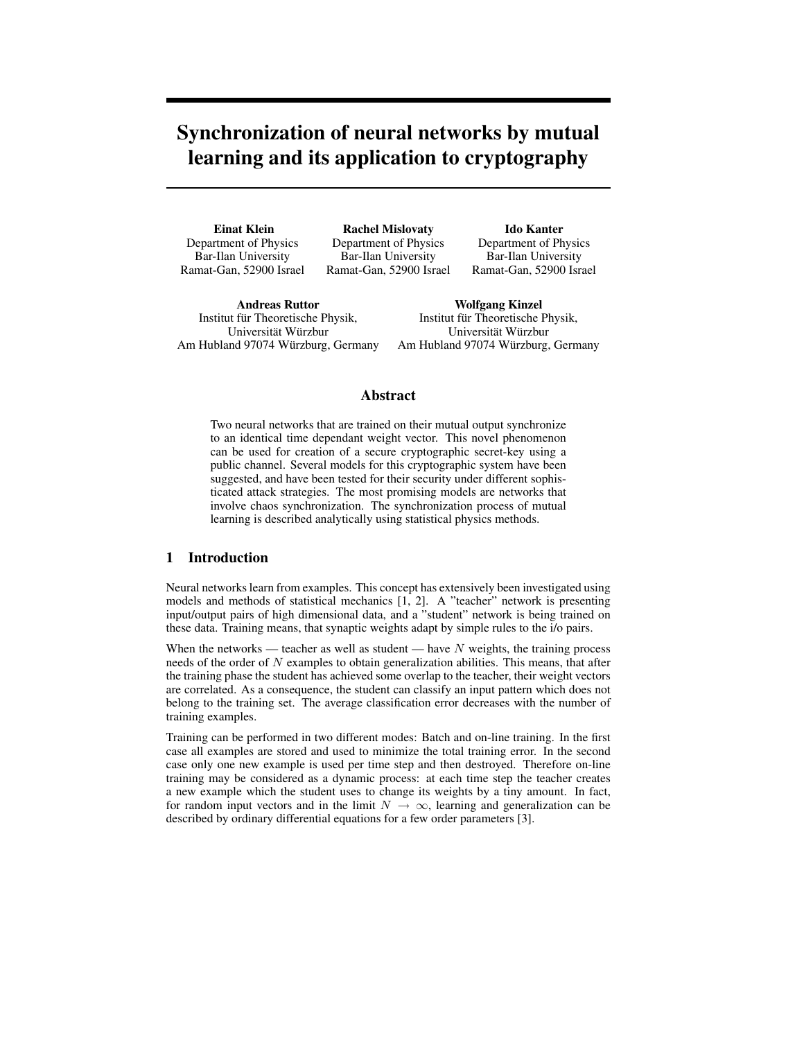# Synchronization of neural networks by mutual learning and its application to cryptography

**Einat Klein**
Department of Physics
Bar-Ilan University
Ramat-Gan, 52900 Israel

**Rachel Mislovaty**
Department of Physics
Bar-Ilan University
Ramat-Gan, 52900 Israel

**Ido Kanter**
Department of Physics
Bar-Ilan University
Ramat-Gan, 52900 Israel

**Andreas Ruttor**
Institut für Theoretische Physik,
Universität Würzburg
Am Hubland 97074 Würzburg, Germany

**Wolfgang Kinzel**
Institut für Theoretische Physik,
Universität Würzburg
Am Hubland 97074 Würzburg, Germany

## Abstract

Two neural networks that are trained on their mutual output synchronize to an identical time dependant weight vector. This novel phenomenon can be used for creation of a secure cryptographic secret-key using a public channel. Several models for this cryptographic system have been suggested, and have been tested for their security under different sophisticated attack strategies. The most promising models are networks that involve chaos synchronization. The synchronization process of mutual learning is described analytically using statistical physics methods.

## 1 Introduction

Neural networks learn from examples. This concept has extensively been investigated using models and methods of statistical mechanics [1, 2]. A "teacher" network is presenting input/output pairs of high dimensional data, and a "student" network is being trained on these data. Training means, that synaptic weights adapt by simple rules to the i/o pairs.

When the networks — teacher as well as student — have $N$ weights, the training process needs of the order of $N$ examples to obtain generalization abilities. This means, that after the training phase the student has achieved some overlap to the teacher, their weight vectors are correlated. As a consequence, the student can classify an input pattern which does not belong to the training set. The average classification error decreases with the number of training examples.

Training can be performed in two different modes: Batch and on-line training. In the first case all examples are stored and used to minimize the total training error. In the second case only one new example is used per time step and then destroyed. Therefore on-line training may be considered as a dynamic process: at each time step the teacher creates a new example which the student uses to change its weights by a tiny amount. In fact, for random input vectors and in the limit $N \to \infty$, learning and generalization can be described by ordinary differential equations for a few order parameters [3].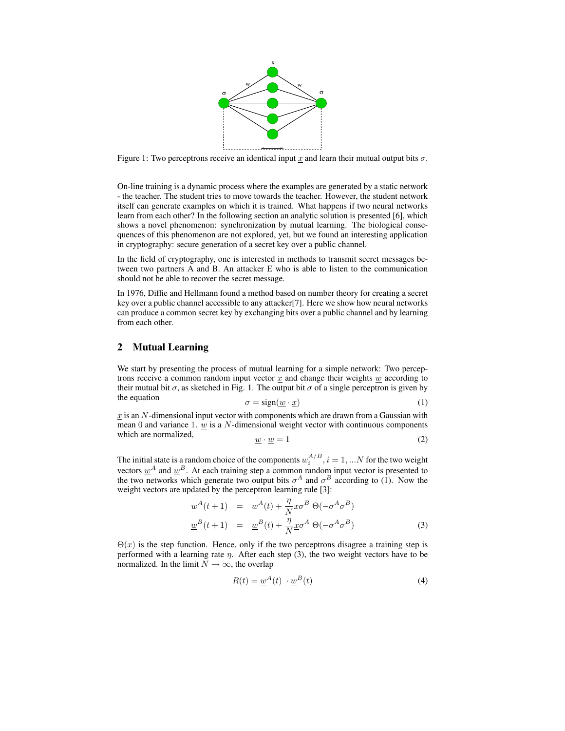Figure 1: Two perceptrons receive an identical input $\underline{x}$ and learn their mutual output bits $\sigma$.

On-line training is a dynamic process where the examples are generated by a static network - the teacher. The student tries to move towards the teacher. However, the student network itself can generate examples on which it is trained. What happens if two neural networks learn from each other? In the following section an analytic solution is presented [6], which shows a novel phenomenon: synchronization by mutual learning. The biological consequences of this phenomenon are not explored, yet, but we found an interesting application in cryptography: secure generation of a secret key over a public channel.

In the field of cryptography, one is interested in methods to transmit secret messages between two partners A and B. An attacker E who is able to listen to the communication should not be able to recover the secret message.

In 1976, Diffie and Hellmann found a method based on number theory for creating a secret key over a public channel accessible to any attacker[7]. Here we show how neural networks can produce a common secret key by exchanging bits over a public channel and by learning from each other.

## 2 Mutual Learning

We start by presenting the process of mutual learning for a simple network: Two perceptrons receive a common random input vector $\underline{x}$ and change their weights $\underline{w}$ according to their mutual bit $\sigma$, as sketched in Fig. 1. The output bit $\sigma$ of a single perceptron is given by the equation

$$\sigma = \text{sign}(\underline{w} \cdot \underline{x}) \tag{1}$$

$\underline{x}$ is an $N$-dimensional input vector with components which are drawn from a Gaussian with mean 0 and variance 1. $\underline{w}$ is a $N$-dimensional weight vector with continuous components which are normalized,

$$\underline{w} \cdot \underline{w} = 1 \tag{2}$$

The initial state is a random choice of the components $w_i^{A/B}, i = 1, ...N$ for the two weight vectors $\underline{w}^A$ and $\underline{w}^B$. At each training step a common random input vector is presented to the two networks which generate two output bits $\sigma^A$ and $\sigma^B$ according to (1). Now the weight vectors are updated by the perceptron learning rule [3]:

$$\begin{aligned}
\underline{w}^A(t+1) &= \underline{w}^A(t) + \frac{\eta}{N}\underline{x}\sigma^B \, \Theta(-\sigma^A\sigma^B) \\
\underline{w}^B(t+1) &= \underline{w}^B(t) + \frac{\eta}{N}\underline{x}\sigma^A \, \Theta(-\sigma^A\sigma^B)
\end{aligned} \tag{3}$$

$\Theta(x)$ is the step function. Hence, only if the two perceptrons disagree a training step is performed with a learning rate $\eta$. After each step (3), the two weight vectors have to be normalized. In the limit $N \to \infty$, the overlap

$$R(t) = \underline{w}^A(t) \cdot \underline{w}^B(t) \tag{4}$$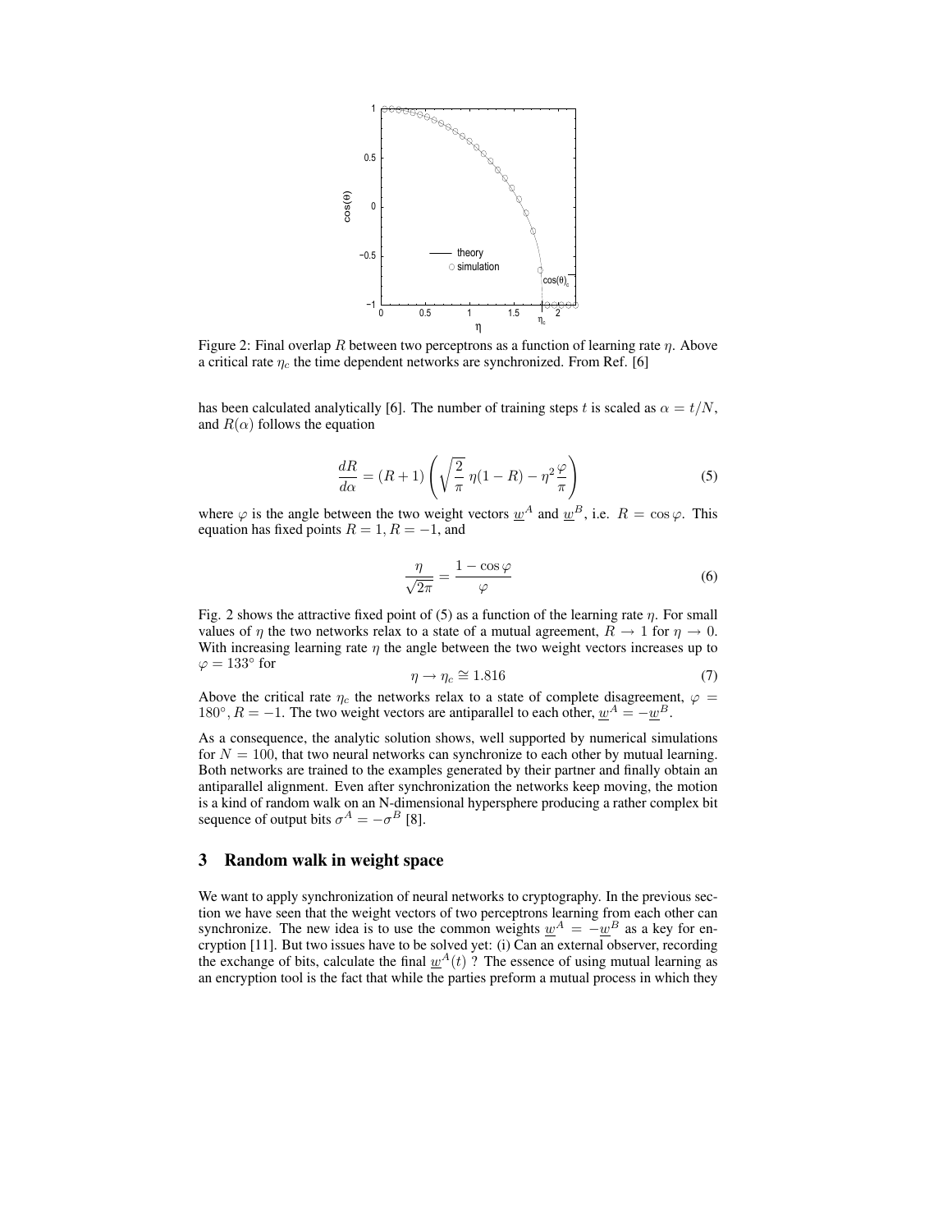Figure 2: Final overlap $R$ between two perceptrons as a function of learning rate $\eta$. Above a critical rate $\eta_c$ the time dependent networks are synchronized. From Ref. [6]

has been calculated analytically [6]. The number of training steps $t$ is scaled as $\alpha = t/N$, and $R(\alpha)$ follows the equation

$$\frac{dR}{d\alpha} = (R+1)\left(\sqrt{\frac{2}{\pi}}\,\eta(1-R) - \eta^2\frac{\varphi}{\pi}\right) \tag{5}$$

where $\varphi$ is the angle between the two weight vectors $\underline{w}^A$ and $\underline{w}^B$, i.e. $R = \cos\varphi$. This equation has fixed points $R = 1$, $R = -1$, and

$$\frac{\eta}{\sqrt{2\pi}} = \frac{1-\cos\varphi}{\varphi} \tag{6}$$

Fig. 2 shows the attractive fixed point of (5) as a function of the learning rate $\eta$. For small values of $\eta$ the two networks relax to a state of a mutual agreement, $R \to 1$ for $\eta \to 0$. With increasing learning rate $\eta$ the angle between the two weight vectors increases up to $\varphi = 133^\circ$ for

$$\eta \to \eta_c \cong 1.816 \tag{7}$$

Above the critical rate $\eta_c$ the networks relax to a state of complete disagreement, $\varphi = 180^\circ, R = -1$. The two weight vectors are antiparallel to each other, $\underline{w}^A = -\underline{w}^B$.

As a consequence, the analytic solution shows, well supported by numerical simulations for $N = 100$, that two neural networks can synchronize to each other by mutual learning. Both networks are trained to the examples generated by their partner and finally obtain an antiparallel alignment. Even after synchronization the networks keep moving, the motion is a kind of random walk on an N-dimensional hypersphere producing a rather complex bit sequence of output bits $\sigma^A = -\sigma^B$ [8].

## 3 Random walk in weight space

We want to apply synchronization of neural networks to cryptography. In the previous section we have seen that the weight vectors of two perceptrons learning from each other can synchronize. The new idea is to use the common weights $\underline{w}^A = -\underline{w}^B$ as a key for encryption [11]. But two issues have to be solved yet: (i) Can an external observer, recording the exchange of bits, calculate the final $\underline{w}^A(t)$ ? The essence of using mutual learning as an encryption tool is the fact that while the parties preform a mutual process in which they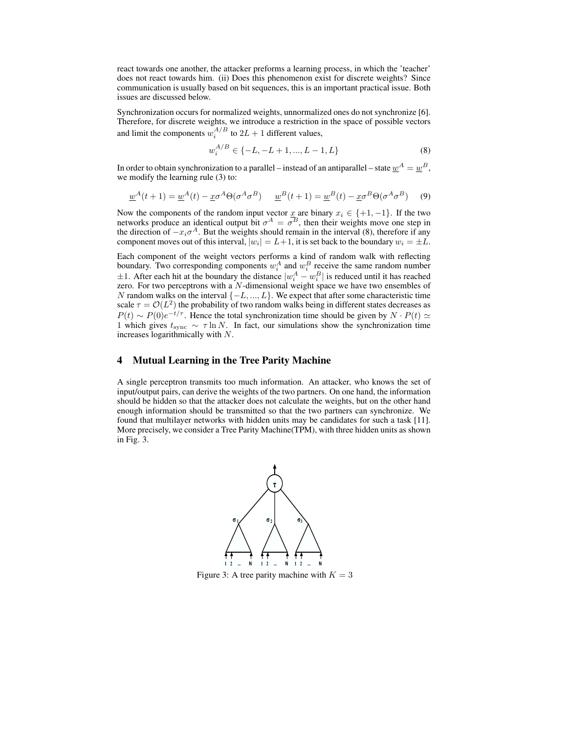react towards one another, the attacker preforms a learning process, in which the 'teacher' does not react towards him. (ii) Does this phenomenon exist for discrete weights? Since communication is usually based on bit sequences, this is an important practical issue. Both issues are discussed below.

Synchronization occurs for normalized weights, unnormalized ones do not synchronize [6]. Therefore, for discrete weights, we introduce a restriction in the space of possible vectors and limit the components $w_i^{A/B}$ to $2L+1$ different values,

$$w_i^{A/B} \in \{-L, -L+1, ..., L-1, L\} \tag{8}$$

In order to obtain synchronization to a parallel – instead of an antiparallel – state $\underline{w}^A = \underline{w}^B$, we modify the learning rule (3) to:

$$\underline{w}^A(t+1) = \underline{w}^A(t) - \underline{x}\sigma^A\Theta(\sigma^A\sigma^B) \qquad \underline{w}^B(t+1) = \underline{w}^B(t) - \underline{x}\sigma^B\Theta(\sigma^A\sigma^B) \tag{9}$$

Now the components of the random input vector $\underline{x}$ are binary $x_i \in \{+1, -1\}$. If the two networks produce an identical output bit $\sigma^A = \sigma^B$, then their weights move one step in the direction of $-x_i\sigma^A$. But the weights should remain in the interval (8), therefore if any component moves out of this interval, $|w_i| = L+1$, it is set back to the boundary $w_i = \pm L$.

Each component of the weight vectors performs a kind of random walk with reflecting boundary. Two corresponding components $w_i^A$ and $w_i^B$ receive the same random number $\pm 1$. After each hit at the boundary the distance $|w_i^A - w_i^B|$ is reduced until it has reached zero. For two perceptrons with a $N$-dimensional weight space we have two ensembles of $N$ random walks on the interval $\{-L, ..., L\}$. We expect that after some characteristic time scale $\tau = \mathcal{O}(L^2)$ the probability of two random walks being in different states decreases as $P(t) \sim P(0)e^{-t/\tau}$. Hence the total synchronization time should be given by $N \cdot P(t) \simeq 1$ which gives $t_{\text{sync}} \sim \tau \ln N$. In fact, our simulations show the synchronization time increases logarithmically with $N$.

## 4 Mutual Learning in the Tree Parity Machine

A single perceptron transmits too much information. An attacker, who knows the set of input/output pairs, can derive the weights of the two partners. On one hand, the information should be hidden so that the attacker does not calculate the weights, but on the other hand enough information should be transmitted so that the two partners can synchronize. We found that multilayer networks with hidden units may be candidates for such a task [11]. More precisely, we consider a Tree Parity Machine(TPM), with three hidden units as shown in Fig. 3.

Figure 3: A tree parity machine with $K = 3$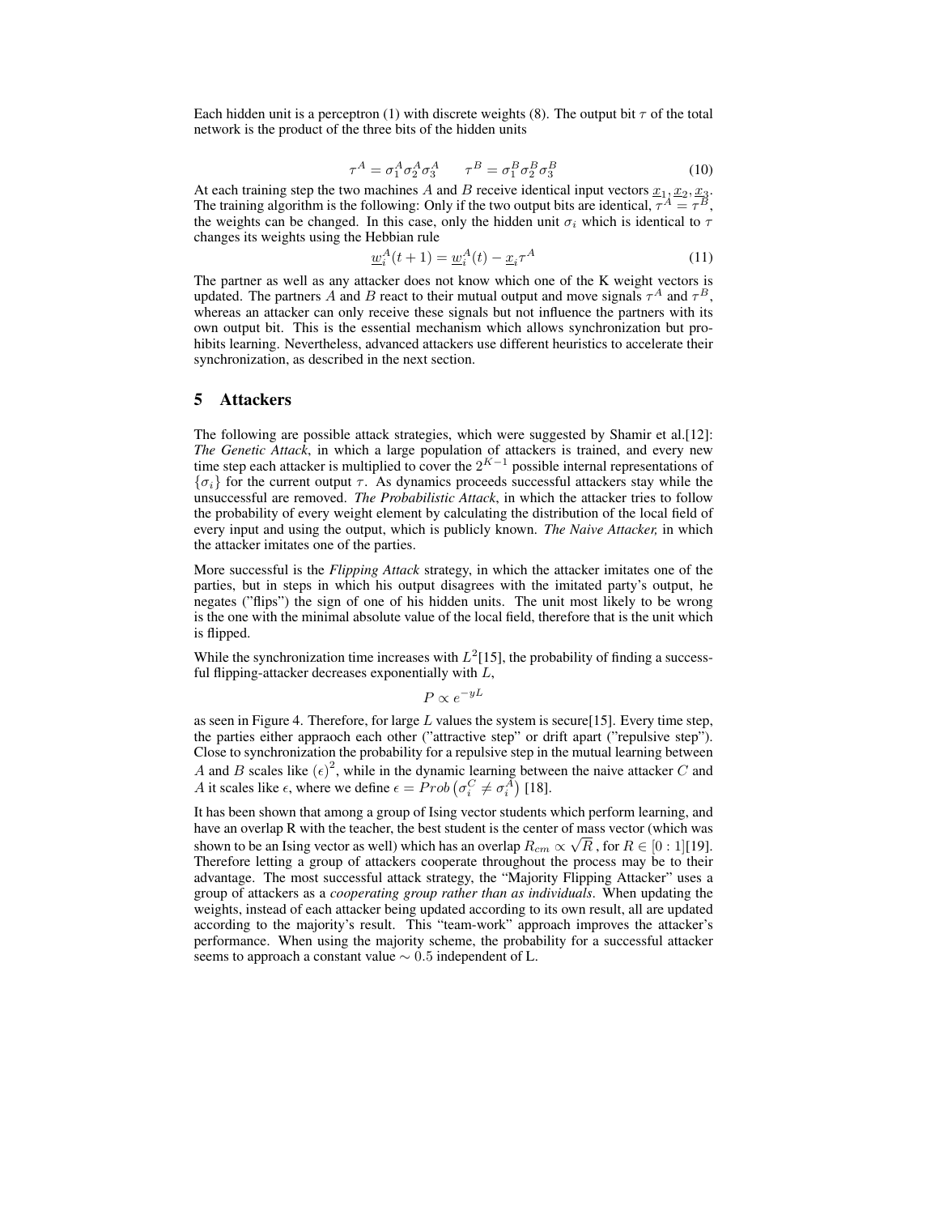Each hidden unit is a perceptron (1) with discrete weights (8). The output bit $\tau$ of the total network is the product of the three bits of the hidden units

$$\tau^A = \sigma_1^A \sigma_2^A \sigma_3^A \qquad \tau^B = \sigma_1^B \sigma_2^B \sigma_3^B \tag{10}$$

At each training step the two machines $A$ and $B$ receive identical input vectors $\underline{x}_1, \underline{x}_2, \underline{x}_3$. The training algorithm is the following: Only if the two output bits are identical, $\tau^A = \tau^B$, the weights can be changed. In this case, only the hidden unit $\sigma_i$ which is identical to $\tau$ changes its weights using the Hebbian rule

$$\underline{w}_i^A(t+1) = \underline{w}_i^A(t) - \underline{x}_i \tau^A \tag{11}$$

The partner as well as any attacker does not know which one of the K weight vectors is updated. The partners $A$ and $B$ react to their mutual output and move signals $\tau^A$ and $\tau^B$, whereas an attacker can only receive these signals but not influence the partners with its own output bit. This is the essential mechanism which allows synchronization but prohibits learning. Nevertheless, advanced attackers use different heuristics to accelerate their synchronization, as described in the next section.

## 5 Attackers

The following are possible attack strategies, which were suggested by Shamir et al.[12]: *The Genetic Attack*, in which a large population of attackers is trained, and every new time step each attacker is multiplied to cover the $2^{K-1}$ possible internal representations of $\{\sigma_i\}$ for the current output $\tau$. As dynamics proceeds successful attackers stay while the unsuccessful are removed. *The Probabilistic Attack*, in which the attacker tries to follow the probability of every weight element by calculating the distribution of the local field of every input and using the output, which is publicly known. *The Naive Attacker,* in which the attacker imitates one of the parties.

More successful is the *Flipping Attack* strategy, in which the attacker imitates one of the parties, but in steps in which his output disagrees with the imitated party's output, he negates ("flips") the sign of one of his hidden units. The unit most likely to be wrong is the one with the minimal absolute value of the local field, therefore that is the unit which is flipped.

While the synchronization time increases with $L^2$[15], the probability of finding a successful flipping-attacker decreases exponentially with $L$,

$$P \propto e^{-yL}$$

as seen in Figure 4. Therefore, for large $L$ values the system is secure[15]. Every time step, the parties either appraoch each other ("attractive step" or drift apart ("repulsive step"). Close to synchronization the probability for a repulsive step in the mutual learning between $A$ and $B$ scales like $(\epsilon)^2$, while in the dynamic learning between the naive attacker $C$ and $A$ it scales like $\epsilon$, where we define $\epsilon = Prob\left(\sigma_i^C \neq \sigma_i^A\right)$ [18].

It has been shown that among a group of Ising vector students which perform learning, and have an overlap R with the teacher, the best student is the center of mass vector (which was shown to be an Ising vector as well) which has an overlap $R_{cm} \propto \sqrt{R}$, for $R \in [0:1]$[19]. Therefore letting a group of attackers cooperate throughout the process may be to their advantage. The most successful attack strategy, the "Majority Flipping Attacker" uses a group of attackers as a *cooperating group rather than as individuals*. When updating the weights, instead of each attacker being updated according to its own result, all are updated according to the majority's result. This "team-work" approach improves the attacker's performance. When using the majority scheme, the probability for a successful attacker seems to approach a constant value $\sim 0.5$ independent of L.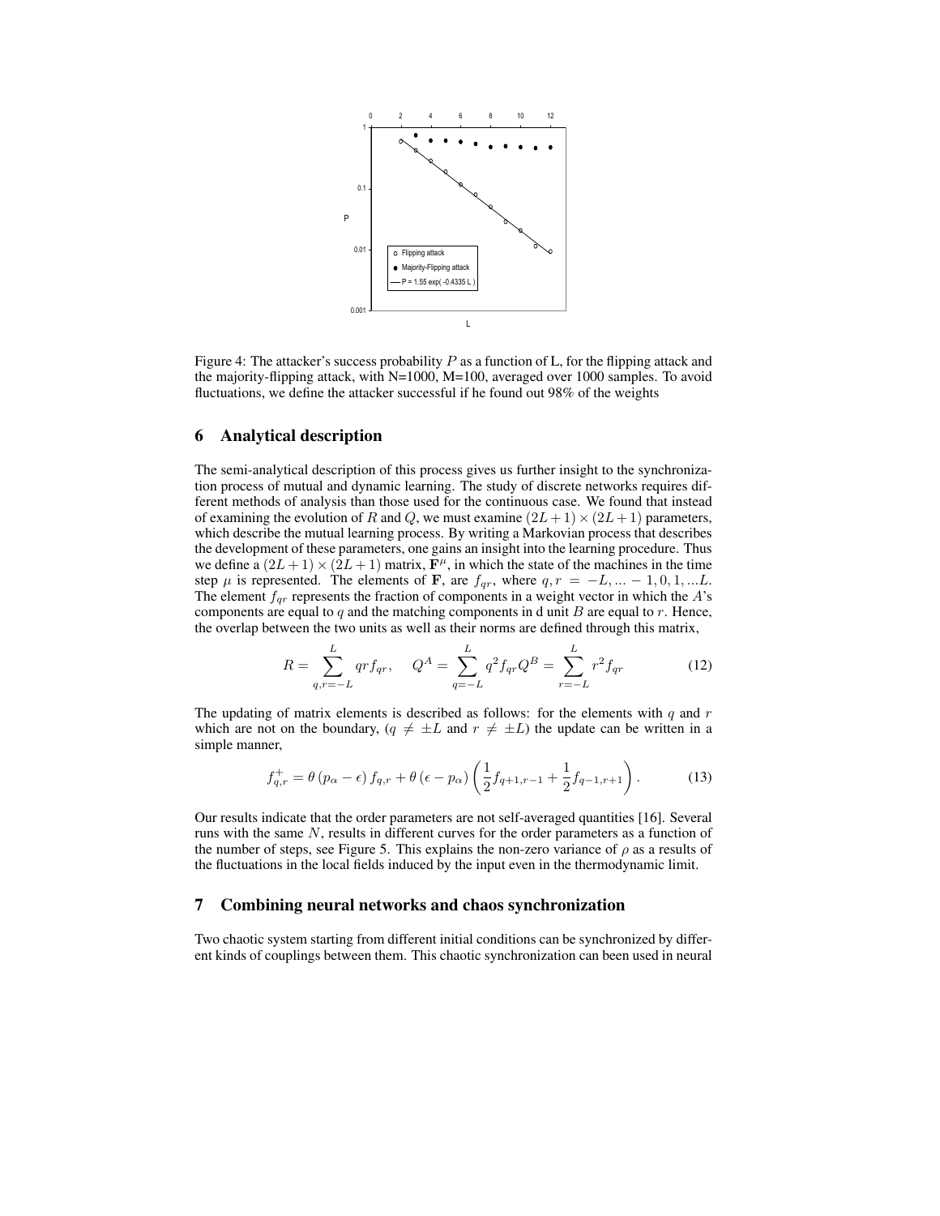Figure 4: The attacker's success probability $P$ as a function of L, for the flipping attack and the majority-flipping attack, with N=1000, M=100, averaged over 1000 samples. To avoid fluctuations, we define the attacker successful if he found out 98% of the weights

## 6 Analytical description

The semi-analytical description of this process gives us further insight to the synchronization process of mutual and dynamic learning. The study of discrete networks requires different methods of analysis than those used for the continuous case. We found that instead of examining the evolution of $R$ and $Q$, we must examine $(2L+1) \times (2L+1)$ parameters, which describe the mutual learning process. By writing a Markovian process that describes the development of these parameters, one gains an insight into the learning procedure. Thus we define a $(2L+1) \times (2L+1)$ matrix, $\mathbf{F}^{\mu}$, in which the state of the machines in the time step $\mu$ is represented. The elements of $\mathbf{F}$, are $f_{qr}$, where $q, r = -L, ... -1, 0, 1, ...L$. The element $f_{qr}$ represents the fraction of components in a weight vector in which the $A$'s components are equal to $q$ and the matching components in d unit $B$ are equal to $r$. Hence, the overlap between the two units as well as their norms are defined through this matrix,

$$R = \sum_{q,r=-L}^{L} qr f_{qr}, \quad Q^A = \sum_{q=-L}^{L} q^2 f_{qr} Q^B = \sum_{r=-L}^{L} r^2 f_{qr} \tag{12}$$

The updating of matrix elements is described as follows: for the elements with $q$ and $r$ which are not on the boundary, ($q \neq \pm L$ and $r \neq \pm L$) the update can be written in a simple manner,

$$f_{q,r}^{+} = \theta\left(p_{\alpha} - \epsilon\right) f_{q,r} + \theta\left(\epsilon - p_{\alpha}\right) \left(\frac{1}{2} f_{q+1,r-1} + \frac{1}{2} f_{q-1,r+1}\right). \tag{13}$$

Our results indicate that the order parameters are not self-averaged quantities [16]. Several runs with the same $N$, results in different curves for the order parameters as a function of the number of steps, see Figure 5. This explains the non-zero variance of $\rho$ as a results of the fluctuations in the local fields induced by the input even in the thermodynamic limit.

## 7 Combining neural networks and chaos synchronization

Two chaotic system starting from different initial conditions can be synchronized by different kinds of couplings between them. This chaotic synchronization can been used in neural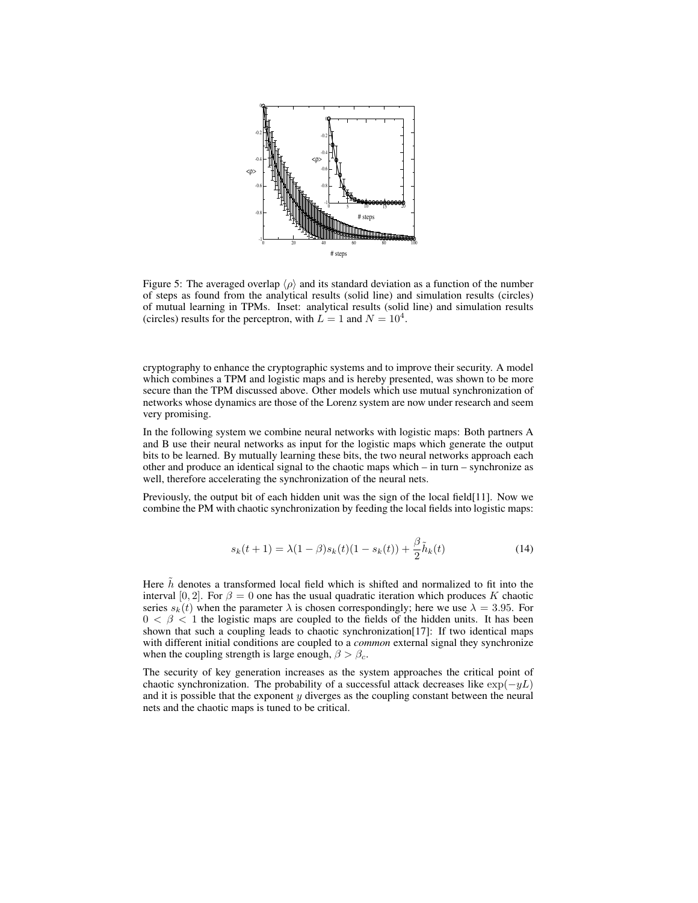Figure 5: The averaged overlap $\langle\rho\rangle$ and its standard deviation as a function of the number of steps as found from the analytical results (solid line) and simulation results (circles) of mutual learning in TPMs. Inset: analytical results (solid line) and simulation results (circles) results for the perceptron, with $L = 1$ and $N = 10^4$.

cryptography to enhance the cryptographic systems and to improve their security. A model which combines a TPM and logistic maps and is hereby presented, was shown to be more secure than the TPM discussed above. Other models which use mutual synchronization of networks whose dynamics are those of the Lorenz system are now under research and seem very promising.

In the following system we combine neural networks with logistic maps: Both partners A and B use their neural networks as input for the logistic maps which generate the output bits to be learned. By mutually learning these bits, the two neural networks approach each other and produce an identical signal to the chaotic maps which – in turn – synchronize as well, therefore accelerating the synchronization of the neural nets.

Previously, the output bit of each hidden unit was the sign of the local field[11]. Now we combine the PM with chaotic synchronization by feeding the local fields into logistic maps:

$$s_k(t+1) = \lambda(1-\beta)s_k(t)(1-s_k(t)) + \frac{\beta}{2}\tilde{h}_k(t) \tag{14}$$

Here $\tilde{h}$ denotes a transformed local field which is shifted and normalized to fit into the interval $[0, 2]$. For $\beta = 0$ one has the usual quadratic iteration which produces $K$ chaotic series $s_k(t)$ when the parameter $\lambda$ is chosen correspondingly; here we use $\lambda = 3.95$. For $0 < \beta < 1$ the logistic maps are coupled to the fields of the hidden units. It has been shown that such a coupling leads to chaotic synchronization[17]: If two identical maps with different initial conditions are coupled to a *common* external signal they synchronize when the coupling strength is large enough, $\beta > \beta_c$.

The security of key generation increases as the system approaches the critical point of chaotic synchronization. The probability of a successful attack decreases like $\exp(-yL)$ and it is possible that the exponent $y$ diverges as the coupling constant between the neural nets and the chaotic maps is tuned to be critical.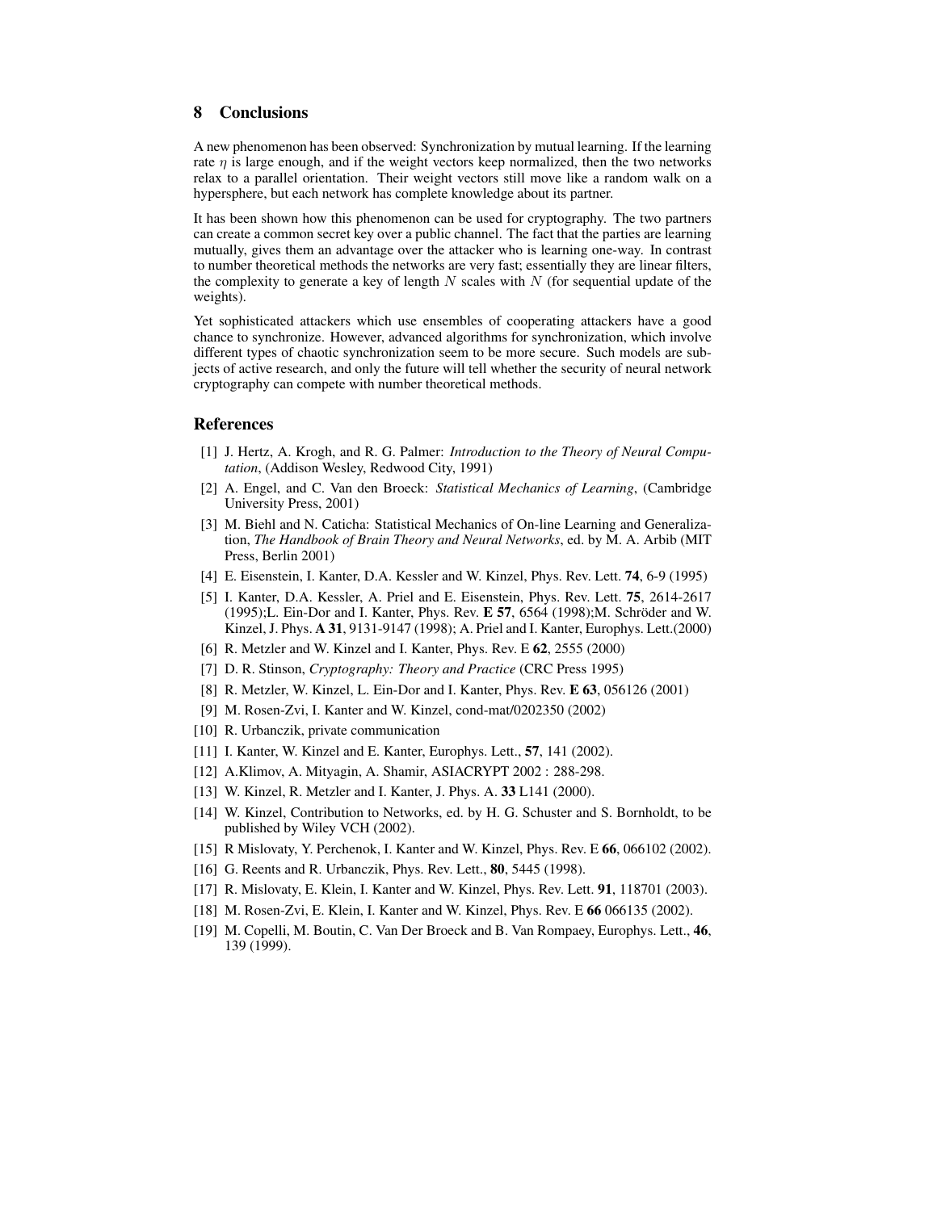## 8 Conclusions

A new phenomenon has been observed: Synchronization by mutual learning. If the learning rate $\eta$ is large enough, and if the weight vectors keep normalized, then the two networks relax to a parallel orientation. Their weight vectors still move like a random walk on a hypersphere, but each network has complete knowledge about its partner.

It has been shown how this phenomenon can be used for cryptography. The two partners can create a common secret key over a public channel. The fact that the parties are learning mutually, gives them an advantage over the attacker who is learning one-way. In contrast to number theoretical methods the networks are very fast; essentially they are linear filters, the complexity to generate a key of length $N$ scales with $N$ (for sequential update of the weights).

Yet sophisticated attackers which use ensembles of cooperating attackers have a good chance to synchronize. However, advanced algorithms for synchronization, which involve different types of chaotic synchronization seem to be more secure. Such models are subjects of active research, and only the future will tell whether the security of neural network cryptography can compete with number theoretical methods.

## References

[1] J. Hertz, A. Krogh, and R. G. Palmer: *Introduction to the Theory of Neural Computation*, (Addison Wesley, Redwood City, 1991)

[2] A. Engel, and C. Van den Broeck: *Statistical Mechanics of Learning*, (Cambridge University Press, 2001)

[3] M. Biehl and N. Caticha: Statistical Mechanics of On-line Learning and Generalization, *The Handbook of Brain Theory and Neural Networks*, ed. by M. A. Arbib (MIT Press, Berlin 2001)

[4] E. Eisenstein, I. Kanter, D.A. Kessler and W. Kinzel, Phys. Rev. Lett. **74**, 6-9 (1995)

[5] I. Kanter, D.A. Kessler, A. Priel and E. Eisenstein, Phys. Rev. Lett. **75**, 2614-2617 (1995);L. Ein-Dor and I. Kanter, Phys. Rev. **E 57**, 6564 (1998);M. Schröder and W. Kinzel, J. Phys. **A 31**, 9131-9147 (1998); A. Priel and I. Kanter, Europhys. Lett.(2000)

[6] R. Metzler and W. Kinzel and I. Kanter, Phys. Rev. E **62**, 2555 (2000)

[7] D. R. Stinson, *Cryptography: Theory and Practice* (CRC Press 1995)

[8] R. Metzler, W. Kinzel, L. Ein-Dor and I. Kanter, Phys. Rev. **E 63**, 056126 (2001)

[9] M. Rosen-Zvi, I. Kanter and W. Kinzel, cond-mat/0202350 (2002)

[10] R. Urbanczik, private communication

[11] I. Kanter, W. Kinzel and E. Kanter, Europhys. Lett., **57**, 141 (2002).

[12] A.Klimov, A. Mityagin, A. Shamir, ASIACRYPT 2002 : 288-298.

[13] W. Kinzel, R. Metzler and I. Kanter, J. Phys. A. **33** L141 (2000).

[14] W. Kinzel, Contribution to Networks, ed. by H. G. Schuster and S. Bornholdt, to be published by Wiley VCH (2002).

[15] R Mislovaty, Y. Perchenok, I. Kanter and W. Kinzel, Phys. Rev. E **66**, 066102 (2002).

[16] G. Reents and R. Urbanczik, Phys. Rev. Lett., **80**, 5445 (1998).

[17] R. Mislovaty, E. Klein, I. Kanter and W. Kinzel, Phys. Rev. Lett. **91**, 118701 (2003).

[18] M. Rosen-Zvi, E. Klein, I. Kanter and W. Kinzel, Phys. Rev. E **66** 066135 (2002).

[19] M. Copelli, M. Boutin, C. Van Der Broeck and B. Van Rompaey, Europhys. Lett., **46**, 139 (1999).